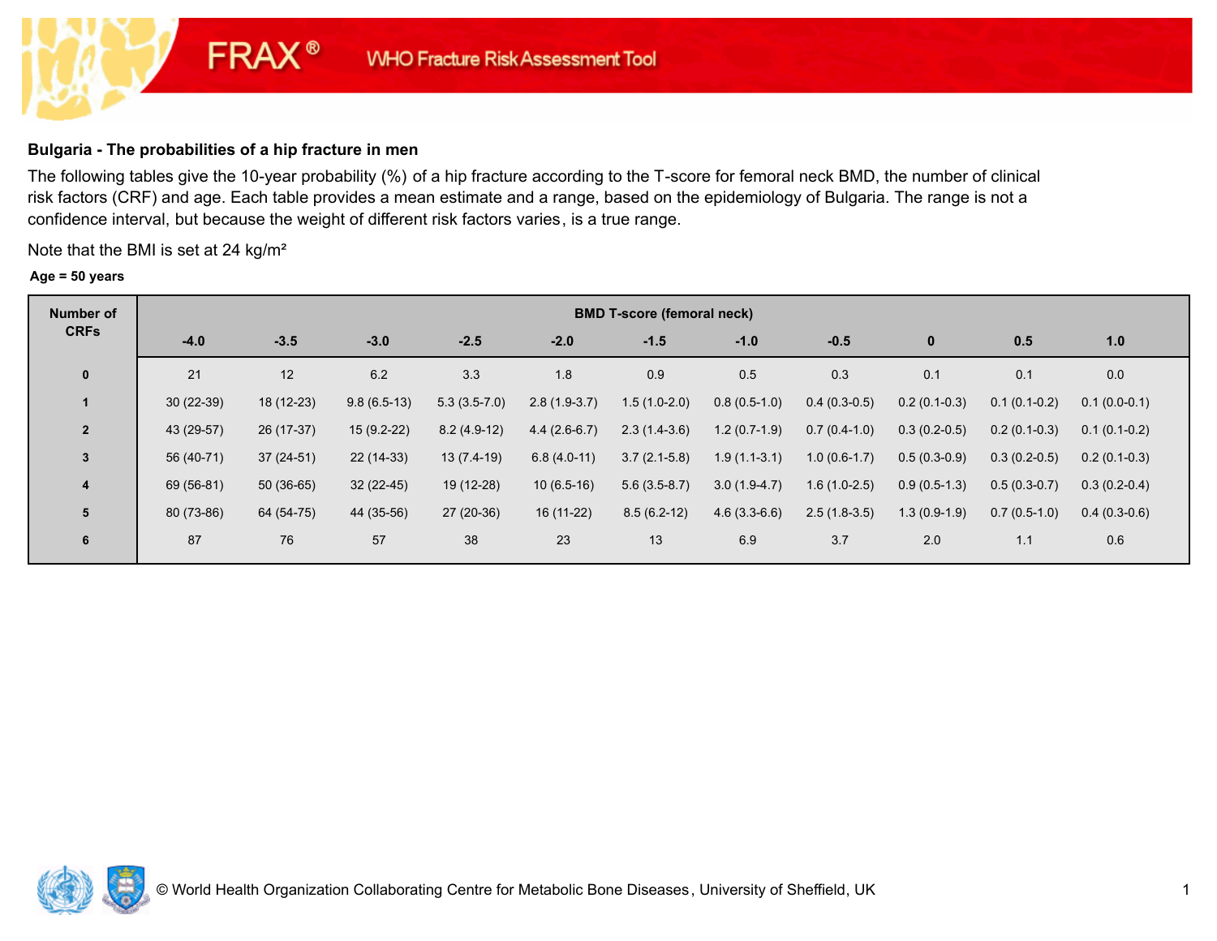FRAX® WHO Fracture Risk Assessment Tool

### Bulgaria - The probabilities of a hip fracture in men

The following tables give the 10-year probability (%) of a hip fracture according to the T-score for femoral neck BMD, the number of clinical risk factors (CRF) and age. Each table provides a mean estimate and a range, based on the epidemiology of Bulgaria. The range is not a confidence interval, but because the weight of different risk factors varies, is a true range.

Note that the BMI is set at 24 kg/m²

**Age = 50 years**

| Number of CRFs | BMD T-score (femoral neck) | | | | | | | | | | |
|---|---|---|---|---|---|---|---|---|---|---|---|
| | -4.0 | -3.5 | -3.0 | -2.5 | -2.0 | -1.5 | -1.0 | -0.5 | 0 | 0.5 | 1.0 |
| 0 | 21 | 12 | 6.2 | 3.3 | 1.8 | 0.9 | 0.5 | 0.3 | 0.1 | 0.1 | 0.0 |
| 1 | 30 (22-39) | 18 (12-23) | 9.8 (6.5-13) | 5.3 (3.5-7.0) | 2.8 (1.9-3.7) | 1.5 (1.0-2.0) | 0.8 (0.5-1.0) | 0.4 (0.3-0.5) | 0.2 (0.1-0.3) | 0.1 (0.1-0.2) | 0.1 (0.0-0.1) |
| 2 | 43 (29-57) | 26 (17-37) | 15 (9.2-22) | 8.2 (4.9-12) | 4.4 (2.6-6.7) | 2.3 (1.4-3.6) | 1.2 (0.7-1.9) | 0.7 (0.4-1.0) | 0.3 (0.2-0.5) | 0.2 (0.1-0.3) | 0.1 (0.1-0.2) |
| 3 | 56 (40-71) | 37 (24-51) | 22 (14-33) | 13 (7.4-19) | 6.8 (4.0-11) | 3.7 (2.1-5.8) | 1.9 (1.1-3.1) | 1.0 (0.6-1.7) | 0.5 (0.3-0.9) | 0.3 (0.2-0.5) | 0.2 (0.1-0.3) |
| 4 | 69 (56-81) | 50 (36-65) | 32 (22-45) | 19 (12-28) | 10 (6.5-16) | 5.6 (3.5-8.7) | 3.0 (1.9-4.7) | 1.6 (1.0-2.5) | 0.9 (0.5-1.3) | 0.5 (0.3-0.7) | 0.3 (0.2-0.4) |
| 5 | 80 (73-86) | 64 (54-75) | 44 (35-56) | 27 (20-36) | 16 (11-22) | 8.5 (6.2-12) | 4.6 (3.3-6.6) | 2.5 (1.8-3.5) | 1.3 (0.9-1.9) | 0.7 (0.5-1.0) | 0.4 (0.3-0.6) |
| 6 | 87 | 76 | 57 | 38 | 23 | 13 | 6.9 | 3.7 | 2.0 | 1.1 | 0.6 |

© World Health Organization Collaborating Centre for Metabolic Bone Diseases, University of Sheffield, UK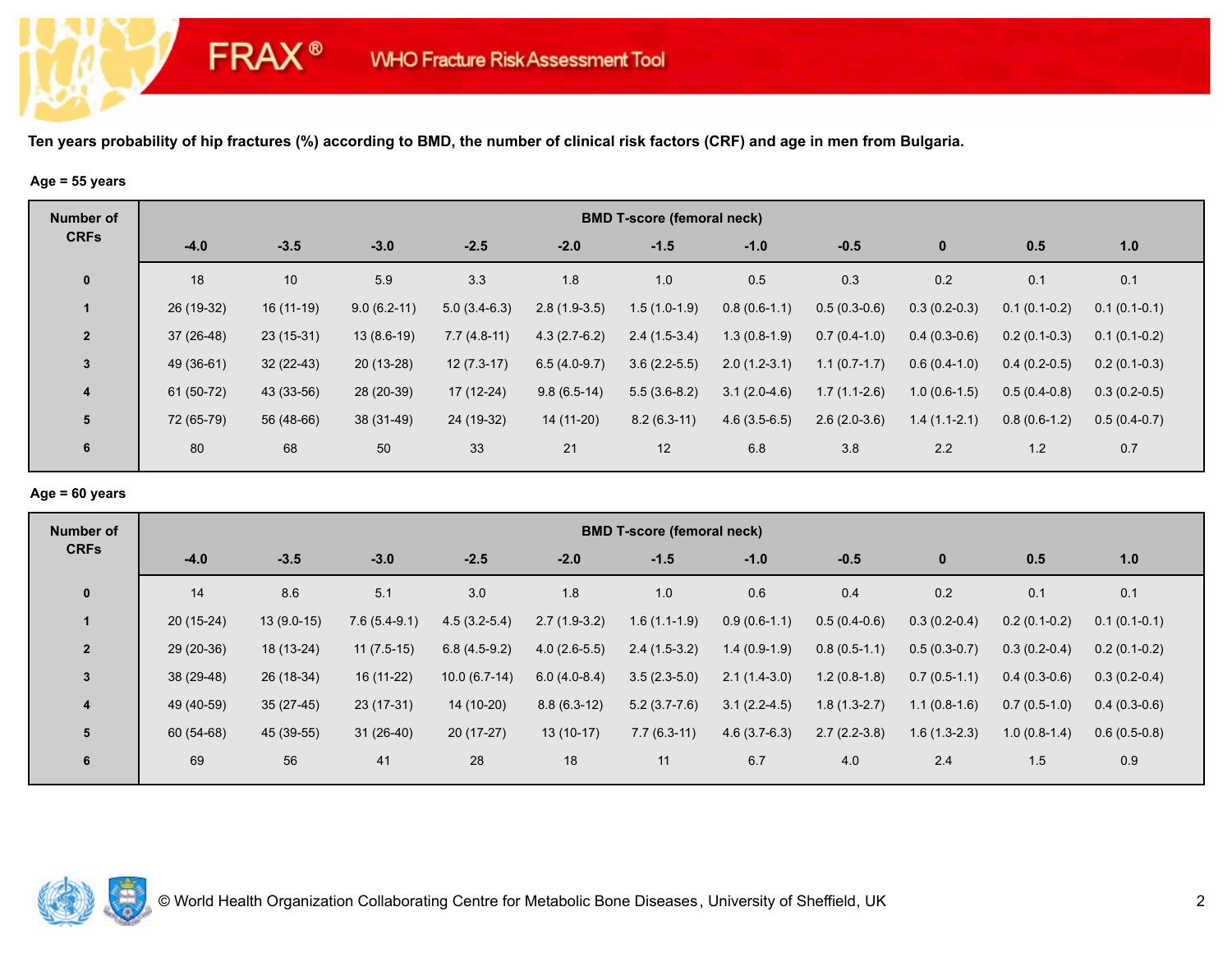**Ten years probability of hip fractures (%) according to BMD, the number of clinical risk factors (CRF) and age in men from Bulgaria.**

**Age = 55 years**

| Number of CRFs | BMD T-score (femoral neck) | | | | | | | | | | |
|---|---|---|---|---|---|---|---|---|---|---|---|
| | -4.0 | -3.5 | -3.0 | -2.5 | -2.0 | -1.5 | -1.0 | -0.5 | 0 | 0.5 | 1.0 |
| 0 | 18 | 10 | 5.9 | 3.3 | 1.8 | 1.0 | 0.5 | 0.3 | 0.2 | 0.1 | 0.1 |
| 1 | 26 (19-32) | 16 (11-19) | 9.0 (6.2-11) | 5.0 (3.4-6.3) | 2.8 (1.9-3.5) | 1.5 (1.0-1.9) | 0.8 (0.6-1.1) | 0.5 (0.3-0.6) | 0.3 (0.2-0.3) | 0.1 (0.1-0.2) | 0.1 (0.1-0.1) |
| 2 | 37 (26-48) | 23 (15-31) | 13 (8.6-19) | 7.7 (4.8-11) | 4.3 (2.7-6.2) | 2.4 (1.5-3.4) | 1.3 (0.8-1.9) | 0.7 (0.4-1.0) | 0.4 (0.3-0.6) | 0.2 (0.1-0.3) | 0.1 (0.1-0.2) |
| 3 | 49 (36-61) | 32 (22-43) | 20 (13-28) | 12 (7.3-17) | 6.5 (4.0-9.7) | 3.6 (2.2-5.5) | 2.0 (1.2-3.1) | 1.1 (0.7-1.7) | 0.6 (0.4-1.0) | 0.4 (0.2-0.5) | 0.2 (0.1-0.3) |
| 4 | 61 (50-72) | 43 (33-56) | 28 (20-39) | 17 (12-24) | 9.8 (6.5-14) | 5.5 (3.6-8.2) | 3.1 (2.0-4.6) | 1.7 (1.1-2.6) | 1.0 (0.6-1.5) | 0.5 (0.4-0.8) | 0.3 (0.2-0.5) |
| 5 | 72 (65-79) | 56 (48-66) | 38 (31-49) | 24 (19-32) | 14 (11-20) | 8.2 (6.3-11) | 4.6 (3.5-6.5) | 2.6 (2.0-3.6) | 1.4 (1.1-2.1) | 0.8 (0.6-1.2) | 0.5 (0.4-0.7) |
| 6 | 80 | 68 | 50 | 33 | 21 | 12 | 6.8 | 3.8 | 2.2 | 1.2 | 0.7 |

**Age = 60 years**

| Number of CRFs | BMD T-score (femoral neck) | | | | | | | | | | |
|---|---|---|---|---|---|---|---|---|---|---|---|
| | -4.0 | -3.5 | -3.0 | -2.5 | -2.0 | -1.5 | -1.0 | -0.5 | 0 | 0.5 | 1.0 |
| 0 | 14 | 8.6 | 5.1 | 3.0 | 1.8 | 1.0 | 0.6 | 0.4 | 0.2 | 0.1 | 0.1 |
| 1 | 20 (15-24) | 13 (9.0-15) | 7.6 (5.4-9.1) | 4.5 (3.2-5.4) | 2.7 (1.9-3.2) | 1.6 (1.1-1.9) | 0.9 (0.6-1.1) | 0.5 (0.4-0.6) | 0.3 (0.2-0.4) | 0.2 (0.1-0.2) | 0.1 (0.1-0.1) |
| 2 | 29 (20-36) | 18 (13-24) | 11 (7.5-15) | 6.8 (4.5-9.2) | 4.0 (2.6-5.5) | 2.4 (1.5-3.2) | 1.4 (0.9-1.9) | 0.8 (0.5-1.1) | 0.5 (0.3-0.7) | 0.3 (0.2-0.4) | 0.2 (0.1-0.2) |
| 3 | 38 (29-48) | 26 (18-34) | 16 (11-22) | 10.0 (6.7-14) | 6.0 (4.0-8.4) | 3.5 (2.3-5.0) | 2.1 (1.4-3.0) | 1.2 (0.8-1.8) | 0.7 (0.5-1.1) | 0.4 (0.3-0.6) | 0.3 (0.2-0.4) |
| 4 | 49 (40-59) | 35 (27-45) | 23 (17-31) | 14 (10-20) | 8.8 (6.3-12) | 5.2 (3.7-7.6) | 3.1 (2.2-4.5) | 1.8 (1.3-2.7) | 1.1 (0.8-1.6) | 0.7 (0.5-1.0) | 0.4 (0.3-0.6) |
| 5 | 60 (54-68) | 45 (39-55) | 31 (26-40) | 20 (17-27) | 13 (10-17) | 7.7 (6.3-11) | 4.6 (3.7-6.3) | 2.7 (2.2-3.8) | 1.6 (1.3-2.3) | 1.0 (0.8-1.4) | 0.6 (0.5-0.8) |
| 6 | 69 | 56 | 41 | 28 | 18 | 11 | 6.7 | 4.0 | 2.4 | 1.5 | 0.9 |

© World Health Organization Collaborating Centre for Metabolic Bone Diseases, University of Sheffield, UK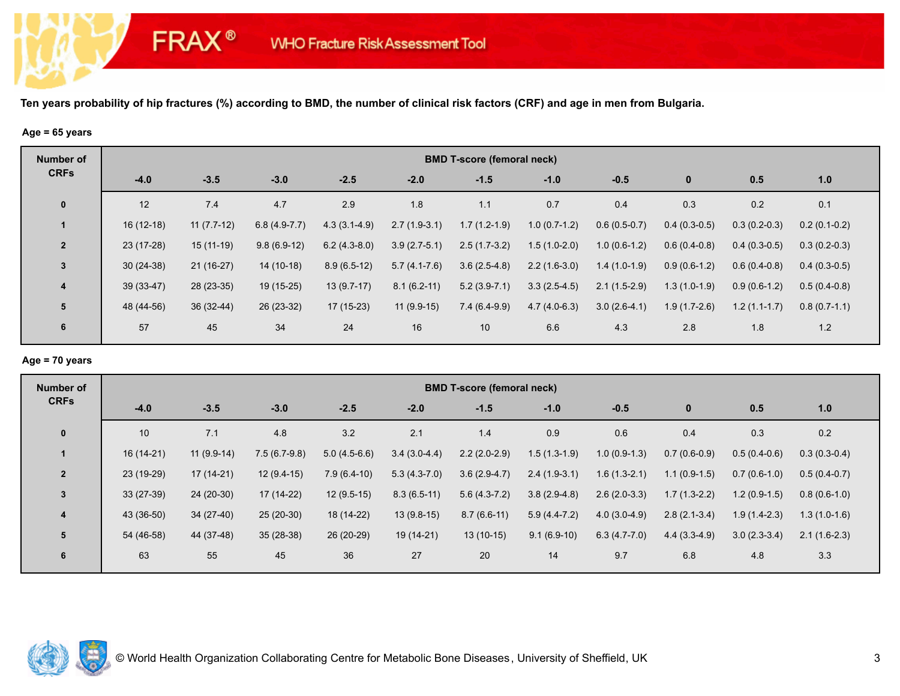FRAX® WHO Fracture Risk Assessment Tool

**Ten years probability of hip fractures (%) according to BMD, the number of clinical risk factors (CRF) and age in men from Bulgaria.**

**Age = 65 years**

| Number of CRFs | BMD T-score (femoral neck) | | | | | | | | | | |
|---|---|---|---|---|---|---|---|---|---|---|---|
| | -4.0 | -3.5 | -3.0 | -2.5 | -2.0 | -1.5 | -1.0 | -0.5 | 0 | 0.5 | 1.0 |
| 0 | 12 | 7.4 | 4.7 | 2.9 | 1.8 | 1.1 | 0.7 | 0.4 | 0.3 | 0.2 | 0.1 |
| 1 | 16 (12-18) | 11 (7.7-12) | 6.8 (4.9-7.7) | 4.3 (3.1-4.9) | 2.7 (1.9-3.1) | 1.7 (1.2-1.9) | 1.0 (0.7-1.2) | 0.6 (0.5-0.7) | 0.4 (0.3-0.5) | 0.3 (0.2-0.3) | 0.2 (0.1-0.2) |
| 2 | 23 (17-28) | 15 (11-19) | 9.8 (6.9-12) | 6.2 (4.3-8.0) | 3.9 (2.7-5.1) | 2.5 (1.7-3.2) | 1.5 (1.0-2.0) | 1.0 (0.6-1.2) | 0.6 (0.4-0.8) | 0.4 (0.3-0.5) | 0.3 (0.2-0.3) |
| 3 | 30 (24-38) | 21 (16-27) | 14 (10-18) | 8.9 (6.5-12) | 5.7 (4.1-7.6) | 3.6 (2.5-4.8) | 2.2 (1.6-3.0) | 1.4 (1.0-1.9) | 0.9 (0.6-1.2) | 0.6 (0.4-0.8) | 0.4 (0.3-0.5) |
| 4 | 39 (33-47) | 28 (23-35) | 19 (15-25) | 13 (9.7-17) | 8.1 (6.2-11) | 5.2 (3.9-7.1) | 3.3 (2.5-4.5) | 2.1 (1.5-2.9) | 1.3 (1.0-1.9) | 0.9 (0.6-1.2) | 0.5 (0.4-0.8) |
| 5 | 48 (44-56) | 36 (32-44) | 26 (23-32) | 17 (15-23) | 11 (9.9-15) | 7.4 (6.4-9.9) | 4.7 (4.0-6.3) | 3.0 (2.6-4.1) | 1.9 (1.7-2.6) | 1.2 (1.1-1.7) | 0.8 (0.7-1.1) |
| 6 | 57 | 45 | 34 | 24 | 16 | 10 | 6.6 | 4.3 | 2.8 | 1.8 | 1.2 |

**Age = 70 years**

| Number of CRFs | BMD T-score (femoral neck) | | | | | | | | | | |
|---|---|---|---|---|---|---|---|---|---|---|---|
| | -4.0 | -3.5 | -3.0 | -2.5 | -2.0 | -1.5 | -1.0 | -0.5 | 0 | 0.5 | 1.0 |
| 0 | 10 | 7.1 | 4.8 | 3.2 | 2.1 | 1.4 | 0.9 | 0.6 | 0.4 | 0.3 | 0.2 |
| 1 | 16 (14-21) | 11 (9.9-14) | 7.5 (6.7-9.8) | 5.0 (4.5-6.6) | 3.4 (3.0-4.4) | 2.2 (2.0-2.9) | 1.5 (1.3-1.9) | 1.0 (0.9-1.3) | 0.7 (0.6-0.9) | 0.5 (0.4-0.6) | 0.3 (0.3-0.4) |
| 2 | 23 (19-29) | 17 (14-21) | 12 (9.4-15) | 7.9 (6.4-10) | 5.3 (4.3-7.0) | 3.6 (2.9-4.7) | 2.4 (1.9-3.1) | 1.6 (1.3-2.1) | 1.1 (0.9-1.5) | 0.7 (0.6-1.0) | 0.5 (0.4-0.7) |
| 3 | 33 (27-39) | 24 (20-30) | 17 (14-22) | 12 (9.5-15) | 8.3 (6.5-11) | 5.6 (4.3-7.2) | 3.8 (2.9-4.8) | 2.6 (2.0-3.3) | 1.7 (1.3-2.2) | 1.2 (0.9-1.5) | 0.8 (0.6-1.0) |
| 4 | 43 (36-50) | 34 (27-40) | 25 (20-30) | 18 (14-22) | 13 (9.8-15) | 8.7 (6.6-11) | 5.9 (4.4-7.2) | 4.0 (3.0-4.9) | 2.8 (2.1-3.4) | 1.9 (1.4-2.3) | 1.3 (1.0-1.6) |
| 5 | 54 (46-58) | 44 (37-48) | 35 (28-38) | 26 (20-29) | 19 (14-21) | 13 (10-15) | 9.1 (6.9-10) | 6.3 (4.7-7.0) | 4.4 (3.3-4.9) | 3.0 (2.3-3.4) | 2.1 (1.6-2.3) |
| 6 | 63 | 55 | 45 | 36 | 27 | 20 | 14 | 9.7 | 6.8 | 4.8 | 3.3 |

© World Health Organization Collaborating Centre for Metabolic Bone Diseases, University of Sheffield, UK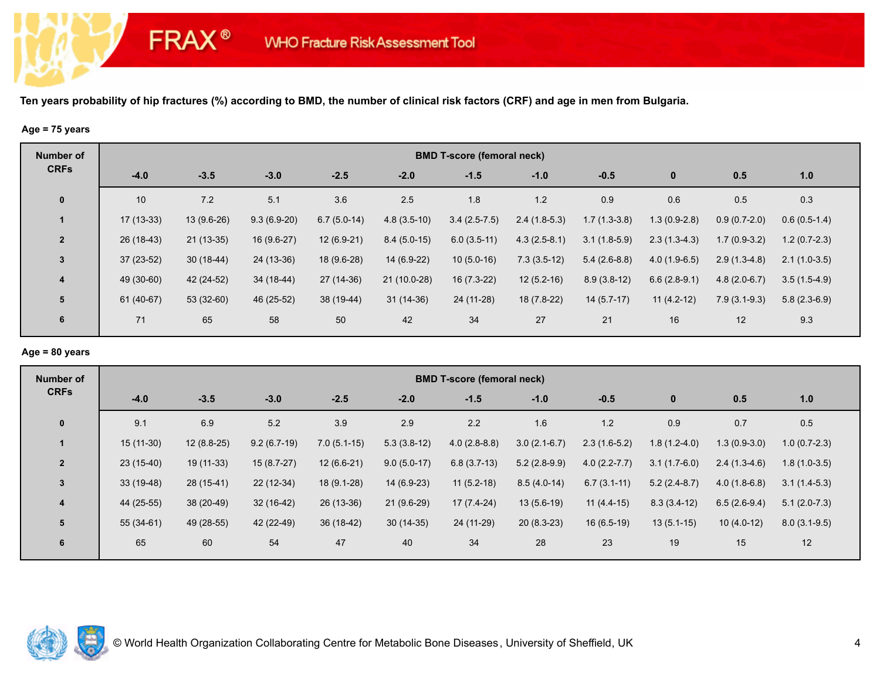FRAX® WHO Fracture Risk Assessment Tool

**Ten years probability of hip fractures (%) according to BMD, the number of clinical risk factors (CRF) and age in men from Bulgaria.**

**Age = 75 years**

| Number of CRFs | BMD T-score (femoral neck) | | | | | | | | | | |
|---|---|---|---|---|---|---|---|---|---|---|---|
| | -4.0 | -3.5 | -3.0 | -2.5 | -2.0 | -1.5 | -1.0 | -0.5 | 0 | 0.5 | 1.0 |
| 0 | 10 | 7.2 | 5.1 | 3.6 | 2.5 | 1.8 | 1.2 | 0.9 | 0.6 | 0.5 | 0.3 |
| 1 | 17 (13-33) | 13 (9.6-26) | 9.3 (6.9-20) | 6.7 (5.0-14) | 4.8 (3.5-10) | 3.4 (2.5-7.5) | 2.4 (1.8-5.3) | 1.7 (1.3-3.8) | 1.3 (0.9-2.8) | 0.9 (0.7-2.0) | 0.6 (0.5-1.4) |
| 2 | 26 (18-43) | 21 (13-35) | 16 (9.6-27) | 12 (6.9-21) | 8.4 (5.0-15) | 6.0 (3.5-11) | 4.3 (2.5-8.1) | 3.1 (1.8-5.9) | 2.3 (1.3-4.3) | 1.7 (0.9-3.2) | 1.2 (0.7-2.3) |
| 3 | 37 (23-52) | 30 (18-44) | 24 (13-36) | 18 (9.6-28) | 14 (6.9-22) | 10 (5.0-16) | 7.3 (3.5-12) | 5.4 (2.6-8.8) | 4.0 (1.9-6.5) | 2.9 (1.3-4.8) | 2.1 (1.0-3.5) |
| 4 | 49 (30-60) | 42 (24-52) | 34 (18-44) | 27 (14-36) | 21 (10.0-28) | 16 (7.3-22) | 12 (5.2-16) | 8.9 (3.8-12) | 6.6 (2.8-9.1) | 4.8 (2.0-6.7) | 3.5 (1.5-4.9) |
| 5 | 61 (40-67) | 53 (32-60) | 46 (25-52) | 38 (19-44) | 31 (14-36) | 24 (11-28) | 18 (7.8-22) | 14 (5.7-17) | 11 (4.2-12) | 7.9 (3.1-9.3) | 5.8 (2.3-6.9) |
| 6 | 71 | 65 | 58 | 50 | 42 | 34 | 27 | 21 | 16 | 12 | 9.3 |

**Age = 80 years**

| Number of CRFs | BMD T-score (femoral neck) | | | | | | | | | | |
|---|---|---|---|---|---|---|---|---|---|---|---|
| | -4.0 | -3.5 | -3.0 | -2.5 | -2.0 | -1.5 | -1.0 | -0.5 | 0 | 0.5 | 1.0 |
| 0 | 9.1 | 6.9 | 5.2 | 3.9 | 2.9 | 2.2 | 1.6 | 1.2 | 0.9 | 0.7 | 0.5 |
| 1 | 15 (11-30) | 12 (8.8-25) | 9.2 (6.7-19) | 7.0 (5.1-15) | 5.3 (3.8-12) | 4.0 (2.8-8.8) | 3.0 (2.1-6.7) | 2.3 (1.6-5.2) | 1.8 (1.2-4.0) | 1.3 (0.9-3.0) | 1.0 (0.7-2.3) |
| 2 | 23 (15-40) | 19 (11-33) | 15 (8.7-27) | 12 (6.6-21) | 9.0 (5.0-17) | 6.8 (3.7-13) | 5.2 (2.8-9.9) | 4.0 (2.2-7.7) | 3.1 (1.7-6.0) | 2.4 (1.3-4.6) | 1.8 (1.0-3.5) |
| 3 | 33 (19-48) | 28 (15-41) | 22 (12-34) | 18 (9.1-28) | 14 (6.9-23) | 11 (5.2-18) | 8.5 (4.0-14) | 6.7 (3.1-11) | 5.2 (2.4-8.7) | 4.0 (1.8-6.8) | 3.1 (1.4-5.3) |
| 4 | 44 (25-55) | 38 (20-49) | 32 (16-42) | 26 (13-36) | 21 (9.6-29) | 17 (7.4-24) | 13 (5.6-19) | 11 (4.4-15) | 8.3 (3.4-12) | 6.5 (2.6-9.4) | 5.1 (2.0-7.3) |
| 5 | 55 (34-61) | 49 (28-55) | 42 (22-49) | 36 (18-42) | 30 (14-35) | 24 (11-29) | 20 (8.3-23) | 16 (6.5-19) | 13 (5.1-15) | 10 (4.0-12) | 8.0 (3.1-9.5) |
| 6 | 65 | 60 | 54 | 47 | 40 | 34 | 28 | 23 | 19 | 15 | 12 |

© World Health Organization Collaborating Centre for Metabolic Bone Diseases, University of Sheffield, UK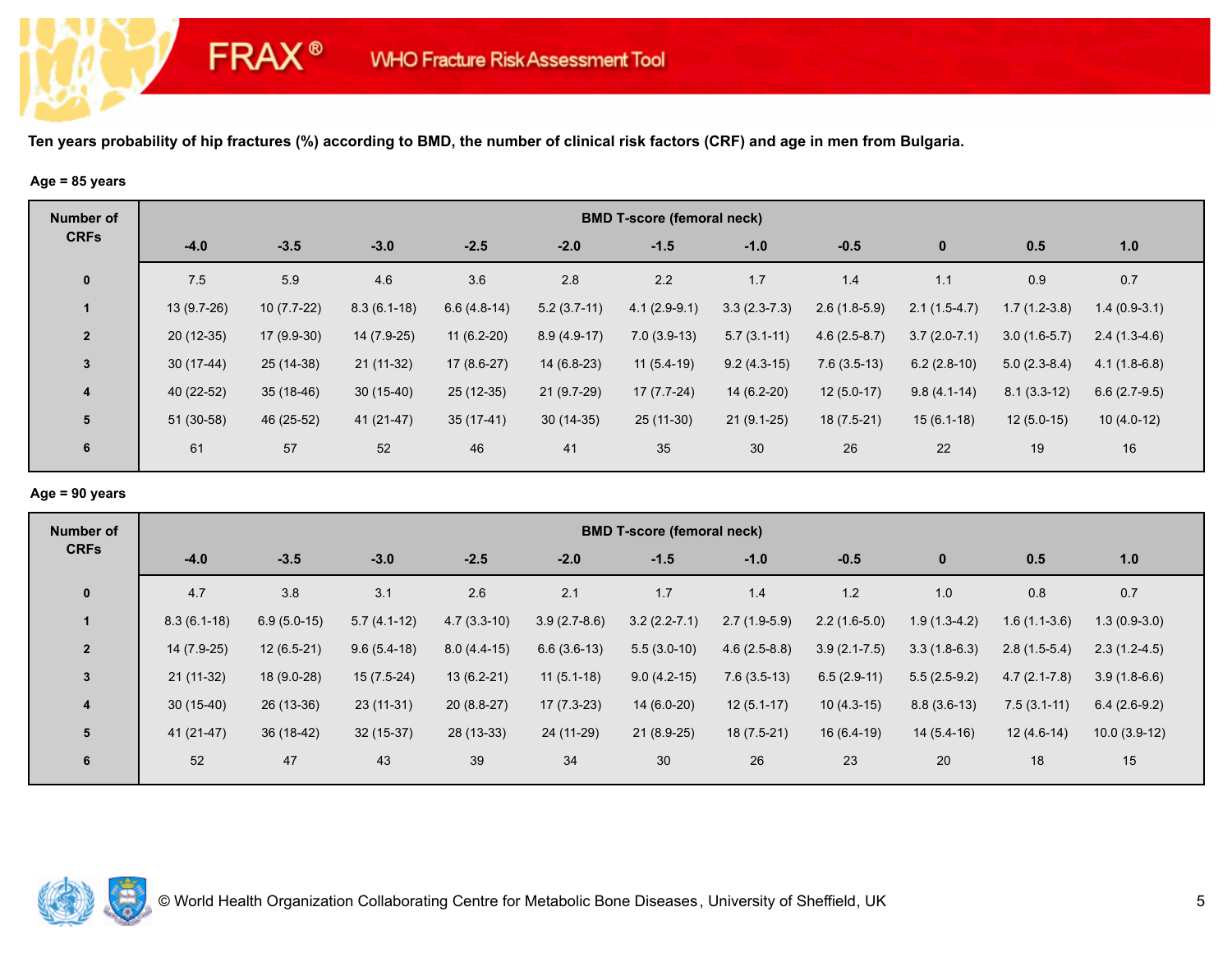FRAX® WHO Fracture Risk Assessment Tool

**Ten years probability of hip fractures (%) according to BMD, the number of clinical risk factors (CRF) and age in men from Bulgaria.**

**Age = 85 years**

| Number of CRFs | BMD T-score (femoral neck) | | | | | | | | | | |
|---|---|---|---|---|---|---|---|---|---|---|---|
| | -4.0 | -3.5 | -3.0 | -2.5 | -2.0 | -1.5 | -1.0 | -0.5 | 0 | 0.5 | 1.0 |
| 0 | 7.5 | 5.9 | 4.6 | 3.6 | 2.8 | 2.2 | 1.7 | 1.4 | 1.1 | 0.9 | 0.7 |
| 1 | 13 (9.7-26) | 10 (7.7-22) | 8.3 (6.1-18) | 6.6 (4.8-14) | 5.2 (3.7-11) | 4.1 (2.9-9.1) | 3.3 (2.3-7.3) | 2.6 (1.8-5.9) | 2.1 (1.5-4.7) | 1.7 (1.2-3.8) | 1.4 (0.9-3.1) |
| 2 | 20 (12-35) | 17 (9.9-30) | 14 (7.9-25) | 11 (6.2-20) | 8.9 (4.9-17) | 7.0 (3.9-13) | 5.7 (3.1-11) | 4.6 (2.5-8.7) | 3.7 (2.0-7.1) | 3.0 (1.6-5.7) | 2.4 (1.3-4.6) |
| 3 | 30 (17-44) | 25 (14-38) | 21 (11-32) | 17 (8.6-27) | 14 (6.8-23) | 11 (5.4-19) | 9.2 (4.3-15) | 7.6 (3.5-13) | 6.2 (2.8-10) | 5.0 (2.3-8.4) | 4.1 (1.8-6.8) |
| 4 | 40 (22-52) | 35 (18-46) | 30 (15-40) | 25 (12-35) | 21 (9.7-29) | 17 (7.7-24) | 14 (6.2-20) | 12 (5.0-17) | 9.8 (4.1-14) | 8.1 (3.3-12) | 6.6 (2.7-9.5) |
| 5 | 51 (30-58) | 46 (25-52) | 41 (21-47) | 35 (17-41) | 30 (14-35) | 25 (11-30) | 21 (9.1-25) | 18 (7.5-21) | 15 (6.1-18) | 12 (5.0-15) | 10 (4.0-12) |
| 6 | 61 | 57 | 52 | 46 | 41 | 35 | 30 | 26 | 22 | 19 | 16 |

**Age = 90 years**

| Number of CRFs | BMD T-score (femoral neck) | | | | | | | | | | |
|---|---|---|---|---|---|---|---|---|---|---|---|
| | -4.0 | -3.5 | -3.0 | -2.5 | -2.0 | -1.5 | -1.0 | -0.5 | 0 | 0.5 | 1.0 |
| 0 | 4.7 | 3.8 | 3.1 | 2.6 | 2.1 | 1.7 | 1.4 | 1.2 | 1.0 | 0.8 | 0.7 |
| 1 | 8.3 (6.1-18) | 6.9 (5.0-15) | 5.7 (4.1-12) | 4.7 (3.3-10) | 3.9 (2.7-8.6) | 3.2 (2.2-7.1) | 2.7 (1.9-5.9) | 2.2 (1.6-5.0) | 1.9 (1.3-4.2) | 1.6 (1.1-3.6) | 1.3 (0.9-3.0) |
| 2 | 14 (7.9-25) | 12 (6.5-21) | 9.6 (5.4-18) | 8.0 (4.4-15) | 6.6 (3.6-13) | 5.5 (3.0-10) | 4.6 (2.5-8.8) | 3.9 (2.1-7.5) | 3.3 (1.8-6.3) | 2.8 (1.5-5.4) | 2.3 (1.2-4.5) |
| 3 | 21 (11-32) | 18 (9.0-28) | 15 (7.5-24) | 13 (6.2-21) | 11 (5.1-18) | 9.0 (4.2-15) | 7.6 (3.5-13) | 6.5 (2.9-11) | 5.5 (2.5-9.2) | 4.7 (2.1-7.8) | 3.9 (1.8-6.6) |
| 4 | 30 (15-40) | 26 (13-36) | 23 (11-31) | 20 (8.8-27) | 17 (7.3-23) | 14 (6.0-20) | 12 (5.1-17) | 10 (4.3-15) | 8.8 (3.6-13) | 7.5 (3.1-11) | 6.4 (2.6-9.2) |
| 5 | 41 (21-47) | 36 (18-42) | 32 (15-37) | 28 (13-33) | 24 (11-29) | 21 (8.9-25) | 18 (7.5-21) | 16 (6.4-19) | 14 (5.4-16) | 12 (4.6-14) | 10.0 (3.9-12) |
| 6 | 52 | 47 | 43 | 39 | 34 | 30 | 26 | 23 | 20 | 18 | 15 |

© World Health Organization Collaborating Centre for Metabolic Bone Diseases, University of Sheffield, UK